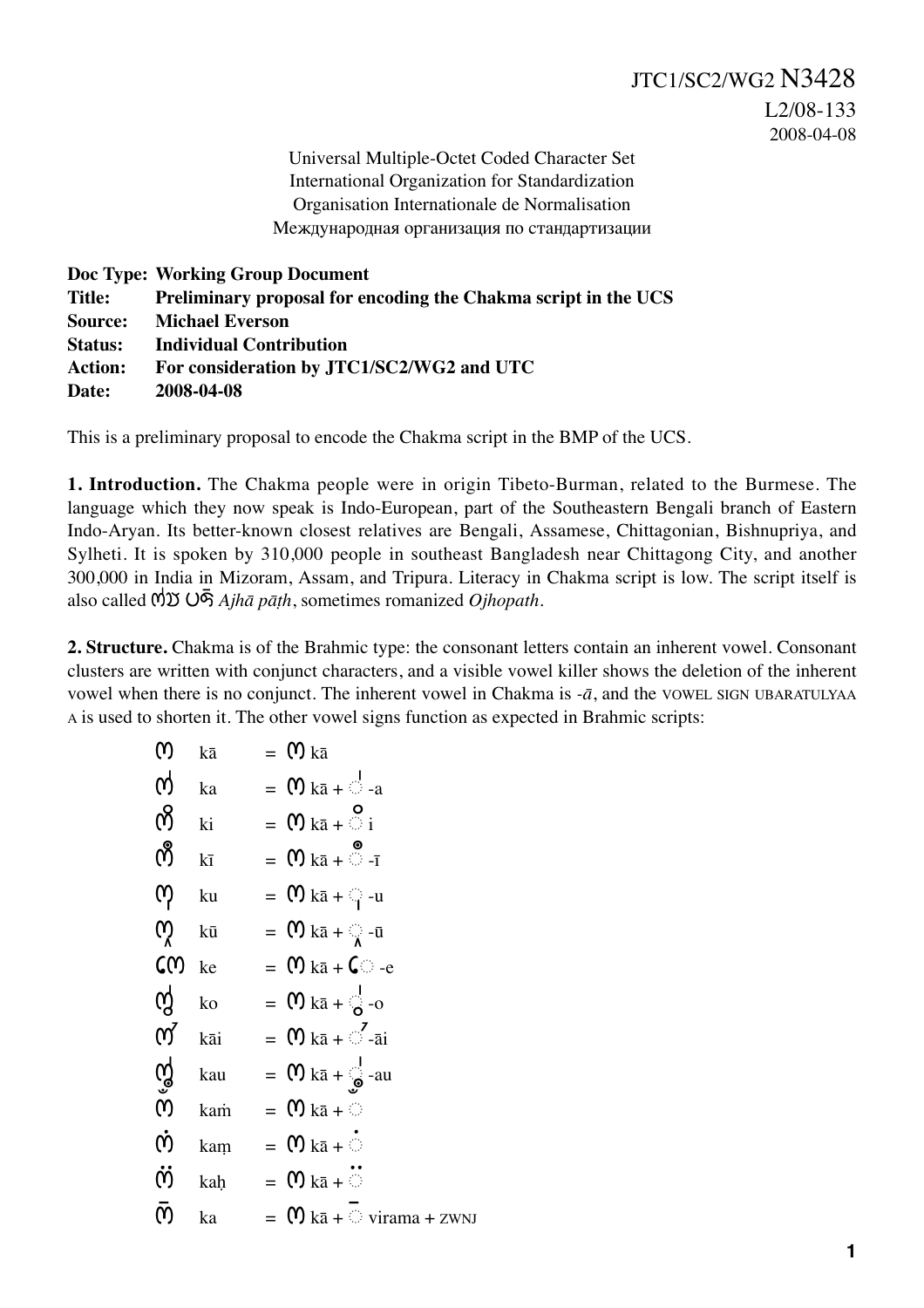JTC1/SC2/WG2 N3428
L2/08-133
2008-04-08

Universal Multiple-Octet Coded Character Set
International Organization for Standardization
Organisation Internationale de Normalisation
Международная организация по стандартизации

**Doc Type: Working Group Document**
**Title: Preliminary proposal for encoding the Chakma script in the UCS**
**Source: Michael Everson**
**Status: Individual Contribution**
**Action: For consideration by JTC1/SC2/WG2 and UTC**
**Date: 2008-04-08**

This is a preliminary proposal to encode the Chakma script in the BMP of the UCS.

**1. Introduction.** The Chakma people were in origin Tibeto-Burman, related to the Burmese. The language which they now speak is Indo-European, part of the Southeastern Bengali branch of Eastern Indo-Aryan. Its better-known closest relatives are Bengali, Assamese, Chittagonian, Bishnupriya, and Sylheti. It is spoken by 310,000 people in southeast Bangladesh near Chittagong City, and another 300,000 in India in Mizoram, Assam, and Tripura. Literacy in Chakma script is low. The script itself is also called 𑄃𑄏𑄂 𑄛𑄑𑄴 *Ajhā pāṭh*, sometimes romanized *Ojhopath*.

**2. Structure.** Chakma is of the Brahmic type: the consonant letters contain an inherent vowel. Consonant clusters are written with conjunct characters, and a visible vowel killer shows the deletion of the inherent vowel when there is no conjunct. The inherent vowel in Chakma is *-ā*, and the VOWEL SIGN UBARATULYAA A is used to shorten it. The other vowel signs function as expected in Brahmic scripts:

𑄇 kā = 𑄇 kā
𑄇𑄧 ka = 𑄇 kā + ◌𑄧 -a
𑄇𑄨 ki = 𑄇 kā + ◌𑄨 i
𑄇𑄩 kī = 𑄇 kā + ◌𑄩 -ī
𑄇𑄪 ku = 𑄇 kā + ◌𑄪 -u
𑄇𑄫 kū = 𑄇 kā + ◌𑄫 -ū
𑄇𑄬 ke = 𑄇 kā + ◌𑄬 -e
𑄇𑄮 ko = 𑄇 kā + ◌𑄮 -o
𑄇𑄭 kāi = 𑄇 kā + ◌𑄭 -āi
𑄇𑄯 kau = 𑄇 kā + ◌𑄯 -au
𑄇𑄀 kaṁ = 𑄇 kā + ◌𑄀
𑄇𑄁 kaṃ = 𑄇 kā + ◌𑄁
𑄇𑄂 kaḥ = 𑄇 kā + ◌𑄂
𑄇𑄴 ka = 𑄇 kā + ◌ virama + ZWNJ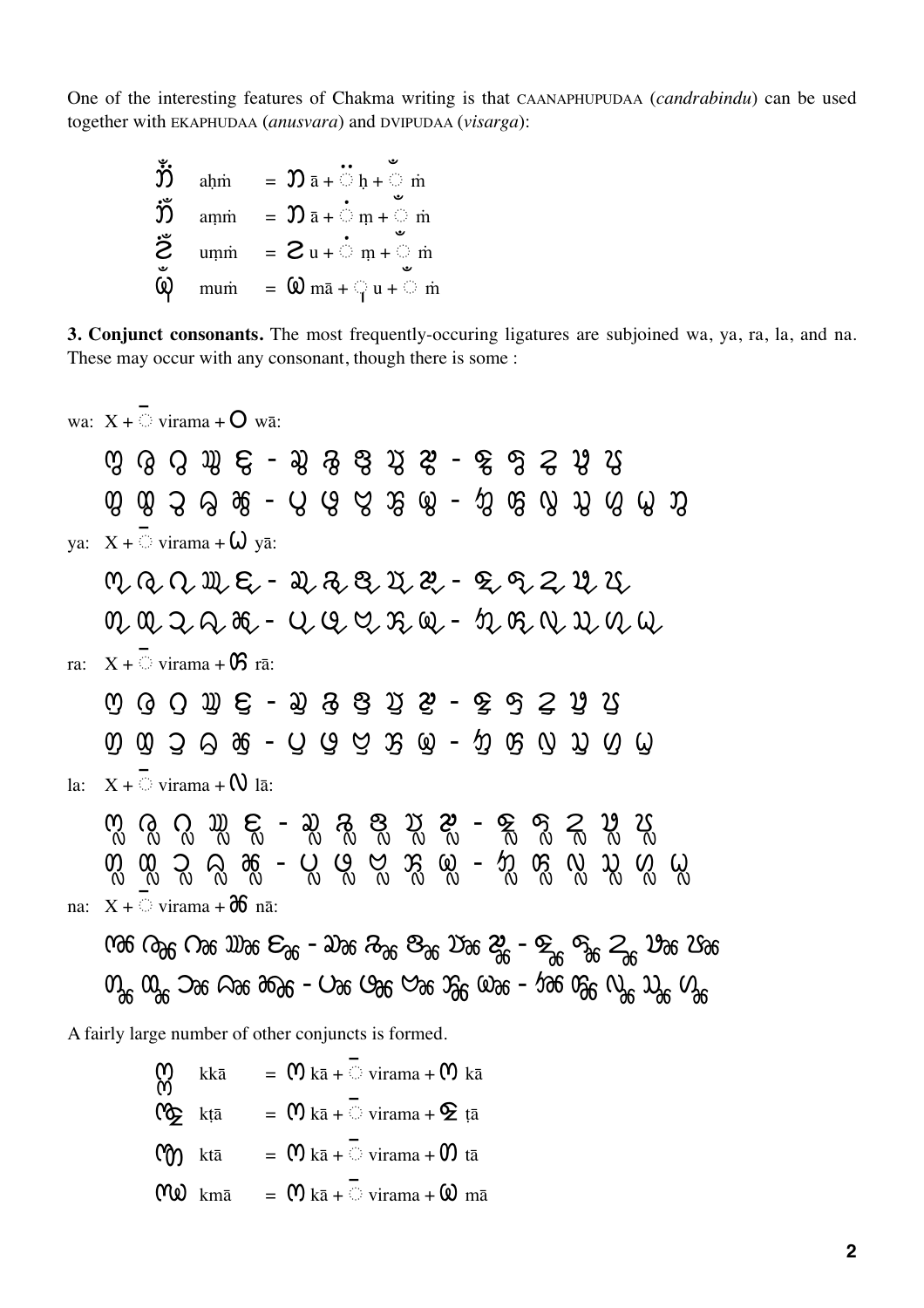One of the interesting features of Chakma writing is that CAANAPHUPUDAA (*candrabindu*) can be used together with EKAPHUDAA (*anusvara*) and DVIPUDAA (*visarga*):

| | | |
|---|---|---|
| 𑄃𑄂𑄀 | aḥṁ | = 𑄃 ā + ◌𑄂 ḥ + ◌𑄀 ṁ |
| 𑄃𑄁𑄀 | aṃṁ | = 𑄃 ā + ◌𑄁 ṃ + ◌𑄀 ṁ |
| 𑄅𑄁𑄀 | uṃṁ | = 𑄅 u + ◌𑄁 ṃ + ◌𑄀 ṁ |
| 𑄟𑄨𑄀 | muṁ | = 𑄟 mā + ◌𑄨 u + ◌𑄀 ṁ |

**3. Conjunct consonants.** The most frequently-occuring ligatures are subjoined wa, ya, ra, la, and na. These may occur with any consonant, though there is some :

wa: X + ◌𑄳 virama + 𑄤 wā:

𑄇𑄳𑄤 𑄈𑄳𑄤 𑄉𑄳𑄤 𑄊𑄳𑄤 𑄋𑄳𑄤 - 𑄌𑄳𑄤 𑄍𑄳𑄤 𑄎𑄳𑄤 𑄏𑄳𑄤 𑄐𑄳𑄤 - 𑄑𑄳𑄤 𑄒𑄳𑄤 𑄓𑄳𑄤 𑄔𑄳𑄤 𑄕𑄳𑄤

𑄖𑄳𑄤 𑄗𑄳𑄤 𑄘𑄳𑄤 𑄙𑄳𑄤 𑄚𑄳𑄤 - 𑄛𑄳𑄤 𑄜𑄳𑄤 𑄝𑄳𑄤 𑄞𑄳𑄤 𑄟𑄳𑄤 - 𑄠𑄳𑄤 𑄢𑄳𑄤 𑄣𑄳𑄤 𑄥𑄳𑄤 𑄦𑄳𑄤 𑄡𑄳𑄤 𑄤𑄳𑄤

ya: X + ◌𑄳 virama + 𑄡 yā:

𑄇𑄳𑄡 𑄈𑄳𑄡 𑄉𑄳𑄡 𑄊𑄳𑄡 𑄋𑄳𑄡 - 𑄌𑄳𑄡 𑄍𑄳𑄡 𑄎𑄳𑄡 𑄏𑄳𑄡 𑄐𑄳𑄡 - 𑄑𑄳𑄡 𑄒𑄳𑄡 𑄓𑄳𑄡 𑄔𑄳𑄡 𑄕𑄳𑄡

𑄖𑄳𑄡 𑄗𑄳𑄡 𑄘𑄳𑄡 𑄙𑄳𑄡 𑄚𑄳𑄡 - 𑄛𑄳𑄡 𑄜𑄳𑄡 𑄝𑄳𑄡 𑄞𑄳𑄡 𑄟𑄳𑄡 - 𑄠𑄳𑄡 𑄢𑄳𑄡 𑄣𑄳𑄡 𑄥𑄳𑄡 𑄦𑄳𑄡 𑄡𑄳𑄡

ra: X + ◌𑄳 virama + 𑄢 rā:

𑄇𑄳𑄢 𑄈𑄳𑄢 𑄉𑄳𑄢 𑄊𑄳𑄢 𑄋𑄳𑄢 - 𑄌𑄳𑄢 𑄍𑄳𑄢 𑄎𑄳𑄢 𑄏𑄳𑄢 𑄐𑄳𑄢 - 𑄑𑄳𑄢 𑄒𑄳𑄢 𑄓𑄳𑄢 𑄔𑄳𑄢 𑄕𑄳𑄢

𑄖𑄳𑄢 𑄗𑄳𑄢 𑄘𑄳𑄢 𑄙𑄳𑄢 𑄚𑄳𑄢 - 𑄛𑄳𑄢 𑄜𑄳𑄢 𑄝𑄳𑄢 𑄞𑄳𑄢 𑄟𑄳𑄢 - 𑄠𑄳𑄢 𑄢𑄳𑄢 𑄣𑄳𑄢 𑄥𑄳𑄢 𑄦𑄳𑄢 𑄡𑄳𑄢

la: X + ◌𑄳 virama + 𑄣 lā:

𑄇𑄳𑄣 𑄈𑄳𑄣 𑄉𑄳𑄣 𑄊𑄳𑄣 𑄋𑄳𑄣 - 𑄌𑄳𑄣 𑄍𑄳𑄣 𑄎𑄳𑄣 𑄏𑄳𑄣 𑄐𑄳𑄣 - 𑄑𑄳𑄣 𑄒𑄳𑄣 𑄓𑄳𑄣 𑄔𑄳𑄣 𑄕𑄳𑄣

𑄖𑄳𑄣 𑄗𑄳𑄣 𑄘𑄳𑄣 𑄙𑄳𑄣 𑄚𑄳𑄣 - 𑄛𑄳𑄣 𑄜𑄳𑄣 𑄝𑄳𑄣 𑄞𑄳𑄣 𑄟𑄳𑄣 - 𑄠𑄳𑄣 𑄢𑄳𑄣 𑄣𑄳𑄣 𑄥𑄳𑄣 𑄦𑄳𑄣 𑄡𑄳𑄣

na: X + ◌𑄳 virama + 𑄚 nā:

𑄇𑄳𑄚 𑄈𑄳𑄚 𑄉𑄳𑄚 𑄊𑄳𑄚 𑄋𑄳𑄚 - 𑄌𑄳𑄚 𑄍𑄳𑄚 𑄎𑄳𑄚 𑄏𑄳𑄚 𑄐𑄳𑄚 - 𑄑𑄳𑄚 𑄒𑄳𑄚 𑄓𑄳𑄚 𑄔𑄳𑄚 𑄕𑄳𑄚

𑄖𑄳𑄚 𑄗𑄳𑄚 𑄘𑄳𑄚 𑄙𑄳𑄚 𑄚𑄳𑄚 - 𑄛𑄳𑄚 𑄜𑄳𑄚 𑄝𑄳𑄚 𑄞𑄳𑄚 𑄟𑄳𑄚 - 𑄠𑄳𑄚 𑄢𑄳𑄚 𑄣𑄳𑄚 𑄥𑄳𑄚 𑄦𑄳𑄚

A fairly large number of other conjuncts is formed.

| | | |
|---|---|---|
| 𑄇𑄳𑄇 | kkā | = 𑄇 kā + ◌𑄳 virama + 𑄇 kā |
| 𑄇𑄳𑄑 | kṭā | = 𑄇 kā + ◌𑄳 virama + 𑄑 ṭā |
| 𑄇𑄳𑄖 | ktā | = 𑄇 kā + ◌𑄳 virama + 𑄖 tā |
| 𑄇𑄳𑄟 | kmā | = 𑄇 kā + ◌𑄳 virama + 𑄟 mā |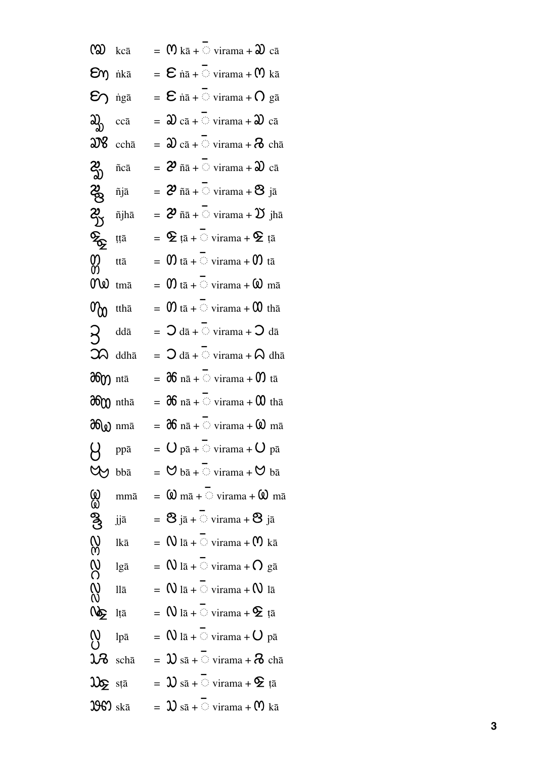kcā = kā + ◌̄ virama + cā

ṅkā = ṅā + ◌̄ virama + kā

ṅgā = ṅā + ◌̄ virama + gā

ccā = cā + ◌̄ virama + cā

cchā = cā + ◌̄ virama + chā

ñcā = ñā + ◌̄ virama + cā

ñjā = ñā + ◌̄ virama + jā

ñjhā = ñā + ◌̄ virama + jhā

ṭṭā = ṭā + ◌̄ virama + ṭā

ttā = tā + ◌̄ virama + tā

tmā = tā + ◌̄ virama + mā

tthā = tā + ◌̄ virama + thā

ddā = dā + ◌̄ virama + dā

ddhā = dā + ◌̄ virama + dhā

ntā = nā + ◌̄ virama + tā

nthā = nā + ◌̄ virama + thā

nmā = nā + ◌̄ virama + mā

ppā = pā + ◌̄ virama + pā

bbā = bā + ◌̄ virama + bā

mmā = mā + ◌̄ virama + mā

jjā = jā + ◌̄ virama + jā

lkā = lā + ◌̄ virama + kā

lgā = lā + ◌̄ virama + gā

llā = lā + ◌̄ virama + lā

lṭā = lā + ◌̄ virama + ṭā

lpā = lā + ◌̄ virama + pā

schā = sā + ◌̄ virama + chā

sṭā = sā + ◌̄ virama + ṭā

skā = sā + ◌̄ virama + kā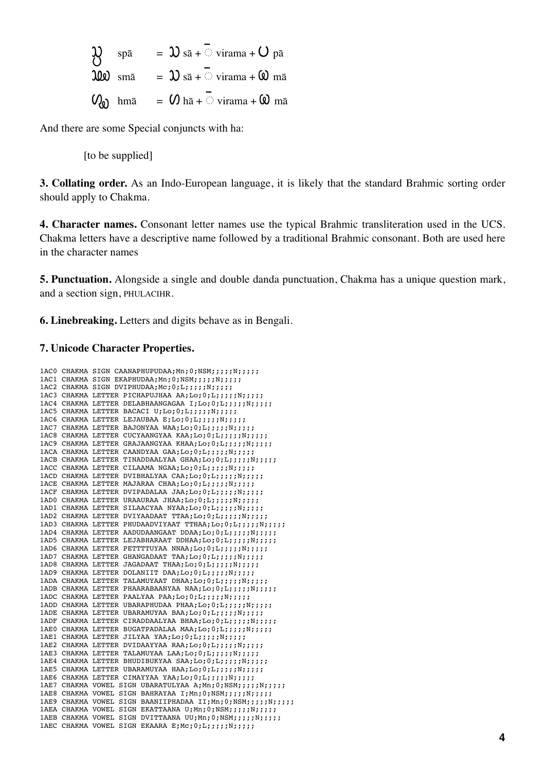𑄥𑄴𑄛 spā = 𑄥 sā + ◌𑄴 virama + 𑄛 pā

𑄥𑄴𑄟 smā = 𑄥 sā + ◌𑄴 virama + 𑄟 mā

𑄦𑄴𑄟 hmā = 𑄦 hā + ◌𑄴 virama + 𑄟 mā

And there are some Special conjuncts with ha:

[to be supplied]

**3. Collating order.** As an Indo-European language, it is likely that the standard Brahmic sorting order should apply to Chakma.

**4. Character names.** Consonant letter names use the typical Brahmic transliteration used in the UCS. Chakma letters have a descriptive name followed by a traditional Brahmic consonant. Both are used here in the character names

**5. Punctuation.** Alongside a single and double danda punctuation, Chakma has a unique question mark, and a section sign, PHULACIHR.

**6. Linebreaking.** Letters and digits behave as in Bengali.

**7. Unicode Character Properties.**

```
1AC0 CHAKMA SIGN CAANAPHUPUDAA;Mn;0;NSM;;;;;N;;;;;
1AC1 CHAKMA SIGN EKAPHUDAA;Mn;0;NSM;;;;;N;;;;;
1AC2 CHAKMA SIGN DVIPHUDAA;Mc;0;L;;;;;N;;;;;
1AC3 CHAKMA LETTER PICHAPUJHAA AA;Lo;0;L;;;;;N;;;;;
1AC4 CHAKMA LETTER DELABHAANGAGAA I;Lo;0;L;;;;;N;;;;;
1AC5 CHAKMA LETTER BACACI U;Lo;0;L;;;;;N;;;;;
1AC6 CHAKMA LETTER LEJAUBAA E;Lo;0;L;;;;;N;;;;;
1AC7 CHAKMA LETTER BAJONYAA WAA;Lo;0;L;;;;;N;;;;;
1AC8 CHAKMA LETTER CUCYAANGYAA KAA;Lo;0;L;;;;;N;;;;;
1AC9 CHAKMA LETTER GRAJAANGYAA KHAA;Lo;0;L;;;;;N;;;;;
1ACA CHAKMA LETTER CAANDYAA GAA;Lo;0;L;;;;;N;;;;;
1ACB CHAKMA LETTER TINADDAALYAA GHAA;Lo;0;L;;;;;N;;;;;
1ACC CHAKMA LETTER CILAAMA NGAA;Lo;0;L;;;;;N;;;;;
1ACD CHAKMA LETTER DVIBHALYAA CAA;Lo;0;L;;;;;N;;;;;
1ACE CHAKMA LETTER MAJARAA CHAA;Lo;0;L;;;;;N;;;;;
1ACF CHAKMA LETTER DVIPADALAA JAA;Lo;0;L;;;;;N;;;;;
1AD0 CHAKMA LETTER URAAURAA JHAA;Lo;0;L;;;;;N;;;;;
1AD1 CHAKMA LETTER SILAACYAA NYAA;Lo;0;L;;;;;N;;;;;
1AD2 CHAKMA LETTER DVIYAADAAT TTAA;Lo;0;L;;;;;N;;;;;
1AD3 CHAKMA LETTER PHUDAADVIYAAT TTHAA;Lo;0;L;;;;;N;;;;;
1AD4 CHAKMA LETTER AADUDAANGAAT DDAA;Lo;0;L;;;;;N;;;;;
1AD5 CHAKMA LETTER LEJABHARAAT DDHAA;Lo;0;L;;;;;N;;;;;
1AD6 CHAKMA LETTER PETTTTUYAA NNAA;Lo;0;L;;;;;N;;;;;
1AD7 CHAKMA LETTER GHANGADAAT TAA;Lo;0;L;;;;;N;;;;;
1AD8 CHAKMA LETTER JAGADAAT THAA;Lo;0;L;;;;;N;;;;;
1AD9 CHAKMA LETTER DOLANIIT DAA;Lo;0;L;;;;;N;;;;;
1ADA CHAKMA LETTER TALAMUYAAT DHAA;Lo;0;L;;;;;N;;;;;
1ADB CHAKMA LETTER PHAARABAANYAA NAA;Lo;0;L;;;;;N;;;;;
1ADC CHAKMA LETTER PAALYAA PAA;Lo;0;L;;;;;N;;;;;
1ADD CHAKMA LETTER UBARAPHUDAA PHAA;Lo;0;L;;;;;N;;;;;
1ADE CHAKMA LETTER UBARAMUYAA BAA;Lo;0;L;;;;;N;;;;;
1ADF CHAKMA LETTER CIRADDAALYAA BHAA;Lo;0;L;;;;;N;;;;;
1AE0 CHAKMA LETTER BUGATPADALAA MAA;Lo;0;L;;;;;N;;;;;
1AE1 CHAKMA LETTER JILYAA YAA;Lo;0;L;;;;;N;;;;;
1AE2 CHAKMA LETTER DVIDAAYYAA RAA;Lo;0;L;;;;;N;;;;;
1AE3 CHAKMA LETTER TALAMUYAA LAA;Lo;0;L;;;;;N;;;;;
1AE4 CHAKMA LETTER BHUDIBUKYAA SAA;Lo;0;L;;;;;N;;;;;
1AE5 CHAKMA LETTER UBARAMUYAA HAA;Lo;0;L;;;;;N;;;;;
1AE6 CHAKMA LETTER CIMAYYAA YAA;Lo;0;L;;;;;N;;;;;
1AE7 CHAKMA VOWEL SIGN UBARATULYAA A;Mn;0;NSM;;;;;N;;;;;
1AE8 CHAKMA VOWEL SIGN BAHRAYAA I;Mn;0;NSM;;;;;N;;;;;
1AE9 CHAKMA VOWEL SIGN BAANIIPHADAA II;Mn;0;NSM;;;;;N;;;;;
1AEA CHAKMA VOWEL SIGN EKATTAANA U;Mn;0;NSM;;;;;N;;;;;
1AEB CHAKMA VOWEL SIGN DVITTAANA UU;Mn;0;NSM;;;;;N;;;;;
1AEC CHAKMA VOWEL SIGN EKAARA E;Mc;0;L;;;;;N;;;;;
```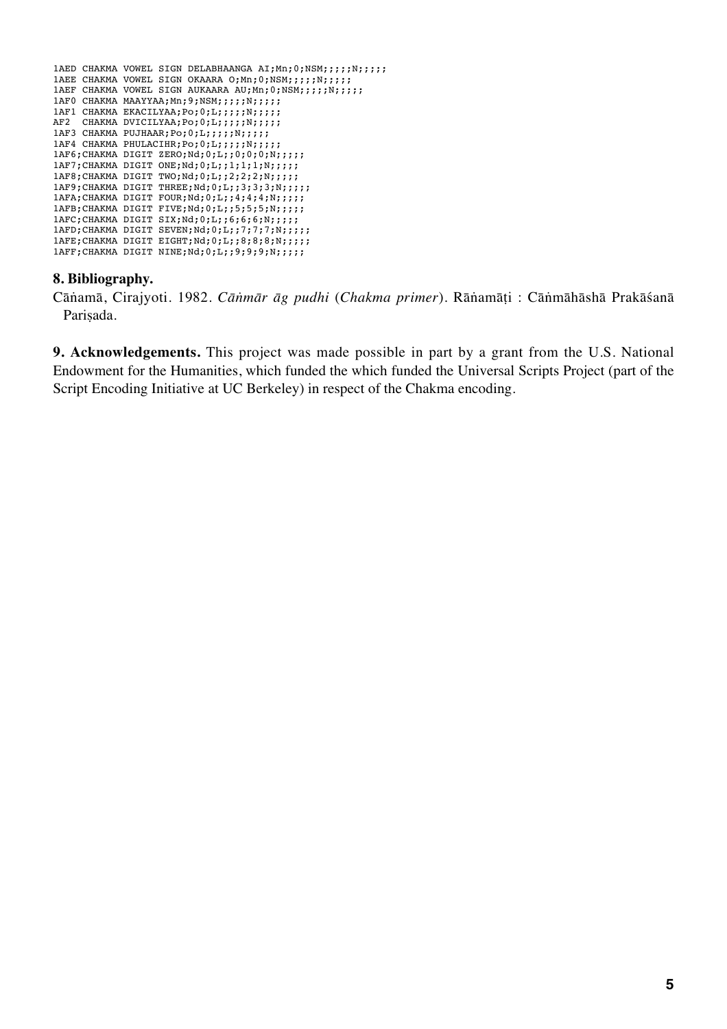```
1AED CHAKMA VOWEL SIGN DELABHAANGA AI;Mn;0;NSM;;;;;N;;;;;
1AEE CHAKMA VOWEL SIGN OKAARA O;Mn;0;NSM;;;;;N;;;;;
1AEF CHAKMA VOWEL SIGN AUKAARA AU;Mn;0;NSM;;;;;N;;;;;
1AF0 CHAKMA MAAYYAA;Mn;9;NSM;;;;;N;;;;;
1AF1 CHAKMA EKACILYAA;Po;0;L;;;;;N;;;;;
AF2  CHAKMA DVICILYAA;Po;0;L;;;;;N;;;;;
1AF3 CHAKMA PUJHAAR;Po;0;L;;;;;N;;;;;
1AF4 CHAKMA PHULACIHR;Po;0;L;;;;;N;;;;;
1AF6;CHAKMA DIGIT ZERO;Nd;0;L;;0;0;0;N;;;;;
1AF7;CHAKMA DIGIT ONE;Nd;0;L;;1;1;1;N;;;;;
1AF8;CHAKMA DIGIT TWO;Nd;0;L;;2;2;2;N;;;;;
1AF9;CHAKMA DIGIT THREE;Nd;0;L;;3;3;3;N;;;;;
1AFA;CHAKMA DIGIT FOUR;Nd;0;L;;4;4;4;N;;;;;
1AFB;CHAKMA DIGIT FIVE;Nd;0;L;;5;5;5;N;;;;;
1AFC;CHAKMA DIGIT SIX;Nd;0;L;;6;6;6;N;;;;;
1AFD;CHAKMA DIGIT SEVEN;Nd;0;L;;7;7;7;N;;;;;
1AFE;CHAKMA DIGIT EIGHT;Nd;0;L;;8;8;8;N;;;;;
1AFF;CHAKMA DIGIT NINE;Nd;0;L;;9;9;9;N;;;;;
```

**8. Bibliography.**

Cāṅamā, Cirajyoti. 1982. *Cāṅmār āg pudhi* (*Chakma primer*). Rāṅamāṭi : Cāṅmāhāshā Prakāśanā Pariṣada.

**9. Acknowledgements.** This project was made possible in part by a grant from the U.S. National Endowment for the Humanities, which funded the which funded the Universal Scripts Project (part of the Script Encoding Initiative at UC Berkeley) in respect of the Chakma encoding.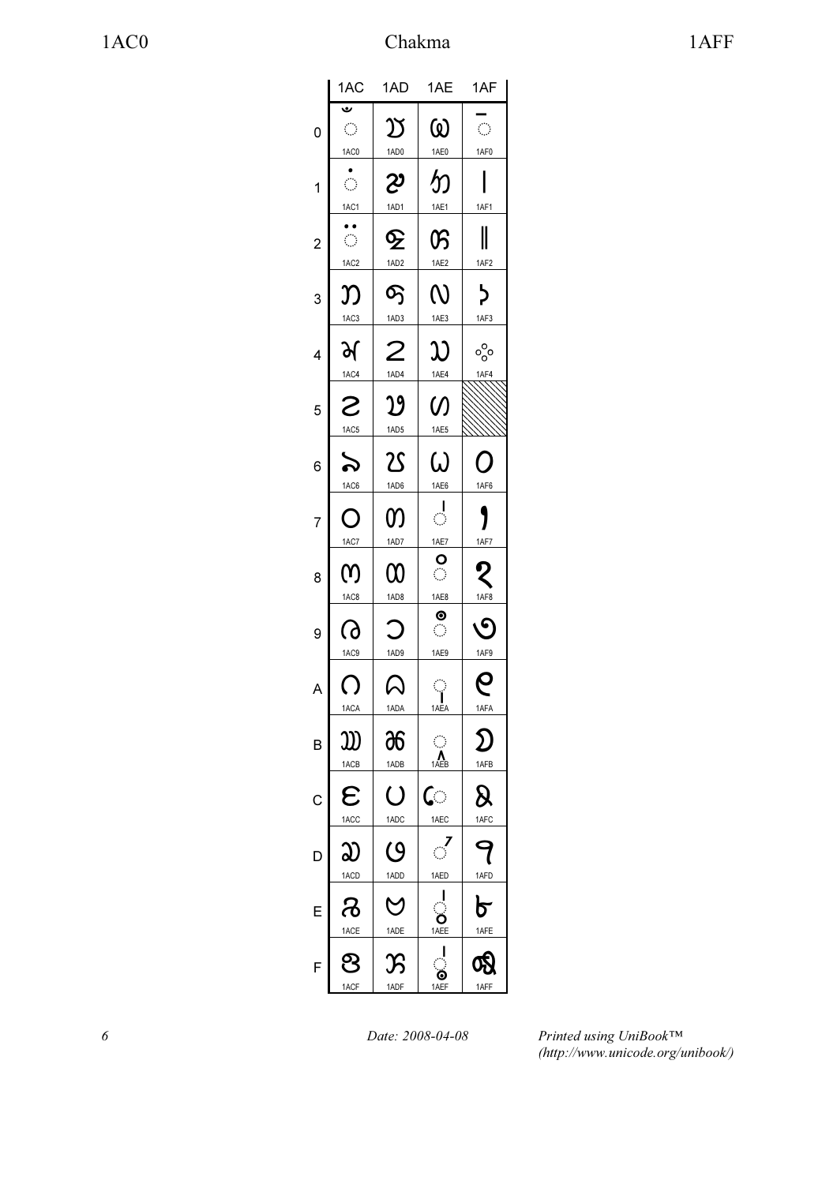# Chakma

| | 1AC | 1AD | 1AE | 1AF |
|---|---|---|---|---|
| 0 | 1AC0 | 1AD0 | 1AE0 | 1AF0 |
| 1 | 1AC1 | 1AD1 | 1AE1 | 1AF1 |
| 2 | 1AC2 | 1AD2 | 1AE2 | 1AF2 |
| 3 | 1AC3 | 1AD3 | 1AE3 | 1AF3 |
| 4 | 1AC4 | 1AD4 | 1AE4 | 1AF4 |
| 5 | 1AC5 | 1AD5 | 1AE5 | |
| 6 | 1AC6 | 1AD6 | 1AE6 | 1AF6 |
| 7 | 1AC7 | 1AD7 | 1AE7 | 1AF7 |
| 8 | 1AC8 | 1AD8 | 1AE8 | 1AF8 |
| 9 | 1AC9 | 1AD9 | 1AE9 | 1AF9 |
| A | 1ACA | 1ADA | 1AEA | 1AFA |
| B | 1ACB | 1ADB | 1AEB | 1AFB |
| C | 1ACC | 1ADC | 1AEC | 1AFC |
| D | 1ACD | 1ADD | 1AED | 1AFD |
| E | 1ACE | 1ADE | 1AEE | 1AFE |
| F | 1ACF | 1ADF | 1AEF | 1AFF |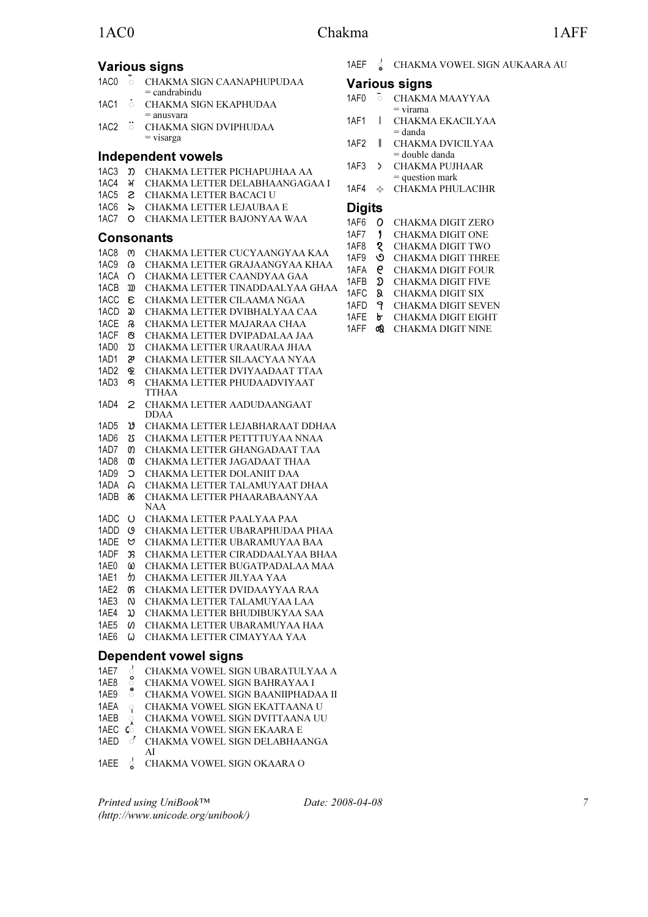## Various signs

- 1AC0 ◌𑄀 CHAKMA SIGN CAANAPHUPUDAA
  = candrabindu
- 1AC1 ◌𑄁 CHAKMA SIGN EKAPHUDAA
  = anusvara
- 1AC2 ◌𑄂 CHAKMA SIGN DVIPHUDAA
  = visarga

## Independent vowels

- 1AC3 𑄃 CHAKMA LETTER PICHAPUJHAA AA
- 1AC4 𑄄 CHAKMA LETTER DELABHAANGAGAA I
- 1AC5 𑄅 CHAKMA LETTER BACACI U
- 1AC6 𑄆 CHAKMA LETTER LEJAUBAA E
- 1AC7 O CHAKMA LETTER BAJONYAA WAA

## Consonants

- 1AC8 𑄇 CHAKMA LETTER CUCYAANGYAA KAA
- 1AC9 𑄈 CHAKMA LETTER GRAJAANGYAA KHAA
- 1ACA 𑄉 CHAKMA LETTER CAANDYAA GAA
- 1ACB 𑄊 CHAKMA LETTER TINADDAALYAA GHAA
- 1ACC 𑄋 CHAKMA LETTER CILAAMA NGAA
- 1ACD 𑄌 CHAKMA LETTER DVIBHALYAA CAA
- 1ACE 𑄍 CHAKMA LETTER MAJARAA CHAA
- 1ACF 𑄎 CHAKMA LETTER DVIPADALAA JAA
- 1AD0 𑄏 CHAKMA LETTER URAAURAA JHAA
- 1AD1 𑄐 CHAKMA LETTER SILAACYAA NYAA
- 1AD2 𑄑 CHAKMA LETTER DVIYAADAAT TTAA
- 1AD3 𑄒 CHAKMA LETTER PHUDAADVIYAAT TTHAA
- 1AD4 𑄓 CHAKMA LETTER AADUDAANGAAT DDAA
- 1AD5 𑄔 CHAKMA LETTER LEJABHARAAT DDHAA
- 1AD6 𑄕 CHAKMA LETTER PETTTTUYAA NNAA
- 1AD7 𑄖 CHAKMA LETTER GHANGADAAT TAA
- 1AD8 𑄗 CHAKMA LETTER JAGADAAT THAA
- 1AD9 𑄘 CHAKMA LETTER DOLANIIT DAA
- 1ADA 𑄙 CHAKMA LETTER TALAMUYAAT DHAA
- 1ADB 𑄚 CHAKMA LETTER PHAARABAANYAA NAA
- 1ADC 𑄛 CHAKMA LETTER PAALYAA PAA
- 1ADD 𑄜 CHAKMA LETTER UBARAPHUDAA PHAA
- 1ADE 𑄝 CHAKMA LETTER UBARAMUYAA BAA
- 1ADF 𑄞 CHAKMA LETTER CIRADDAALYAA BHAA
- 1AE0 𑄟 CHAKMA LETTER BUGATPADALAA MAA
- 1AE1 𑄠 CHAKMA LETTER JILYAA YAA
- 1AE2 𑄡 CHAKMA LETTER DVIDAAYYAA RAA
- 1AE3 𑄢 CHAKMA LETTER TALAMUYAA LAA
- 1AE4 𑄣 CHAKMA LETTER BHUDIBUKYAA SAA
- 1AE5 𑄤 CHAKMA LETTER UBARAMUYAA HAA
- 1AE6 𑄥 CHAKMA LETTER CIMAYYAA YAA

## Dependent vowel signs

- 1AE7 ◌𑄧 CHAKMA VOWEL SIGN UBARATULYAA A
- 1AE8 ◌𑄨 CHAKMA VOWEL SIGN BAHRAYAA I
- 1AE9 ◌𑄩 CHAKMA VOWEL SIGN BAANIIPHADAA II
- 1AEA ◌𑄪 CHAKMA VOWEL SIGN EKATTAANA U
- 1AEB ◌𑄫 CHAKMA VOWEL SIGN DVITTAANA UU
- 1AEC ◌𑄬 CHAKMA VOWEL SIGN EKAARA E
- 1AED ◌𑄭 CHAKMA VOWEL SIGN DELABHAANGA AI
- 1AEE ◌𑄮 CHAKMA VOWEL SIGN OKAARA O
- 1AEF ◌𑄯 CHAKMA VOWEL SIGN AUKAARA AU

## Various signs

- 1AF0 ◌𑄴 CHAKMA MAAYYAA
  = virama
- 1AF1 । CHAKMA EKACILYAA
  = danda
- 1AF2 ॥ CHAKMA DVICILYAA
  = double danda
- 1AF3 𑅃 CHAKMA PUJHAAR
  = question mark
- 1AF4 𑅀 CHAKMA PHULACIHR

## Digits

- 1AF6 𑄶 CHAKMA DIGIT ZERO
- 1AF7 𑄷 CHAKMA DIGIT ONE
- 1AF8 𑄸 CHAKMA DIGIT TWO
- 1AF9 𑄹 CHAKMA DIGIT THREE
- 1AFA 𑄺 CHAKMA DIGIT FOUR
- 1AFB 𑄻 CHAKMA DIGIT FIVE
- 1AFC 𑄼 CHAKMA DIGIT SIX
- 1AFD 𑄽 CHAKMA DIGIT SEVEN
- 1AFE 𑄾 CHAKMA DIGIT EIGHT
- 1AFF 𑄿 CHAKMA DIGIT NINE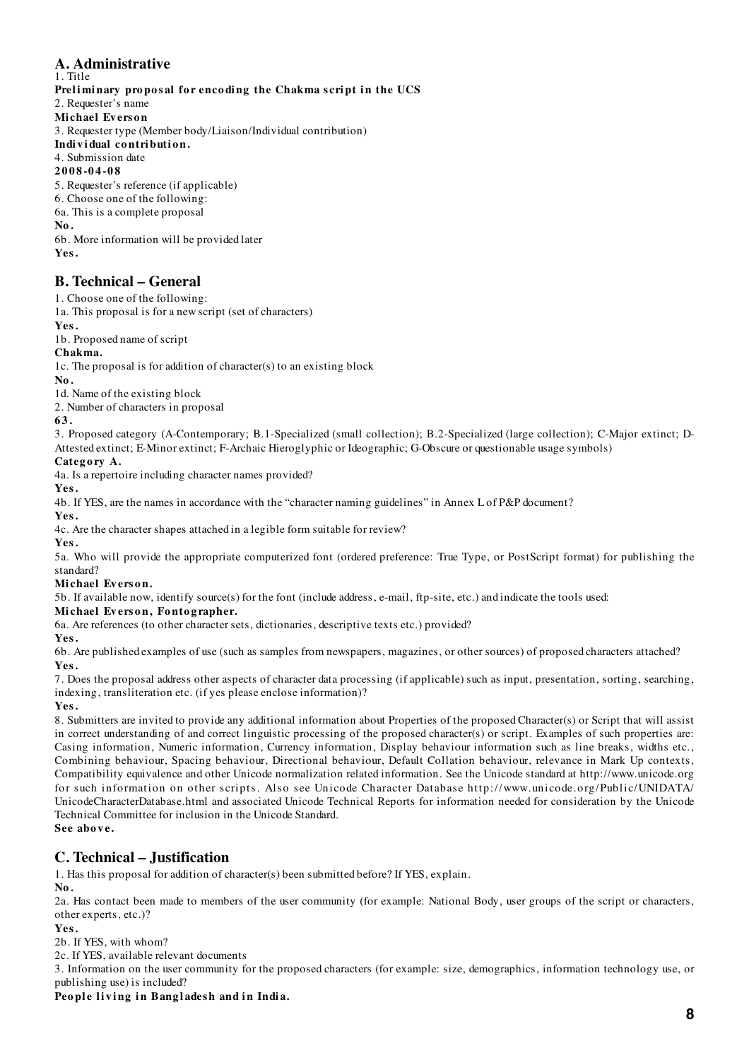## A. Administrative

1. Title

**Preliminary proposal for encoding the Chakma script in the UCS**

2. Requester's name

**Michael Everson**

3. Requester type (Member body/Liaison/Individual contribution)

**Individual contribution.**

4. Submission date

**2008-04-08**

5. Requester's reference (if applicable)

6. Choose one of the following:

6a. This is a complete proposal

**No.**

6b. More information will be provided later

**Yes.**

## B. Technical – General

1. Choose one of the following:

1a. This proposal is for a new script (set of characters)

**Yes.**

1b. Proposed name of script

**Chakma.**

1c. The proposal is for addition of character(s) to an existing block

**No.**

1d. Name of the existing block

2. Number of characters in proposal

**63.**

3. Proposed category (A-Contemporary; B.1-Specialized (small collection); B.2-Specialized (large collection); C-Major extinct; D-Attested extinct; E-Minor extinct; F-Archaic Hieroglyphic or Ideographic; G-Obscure or questionable usage symbols)

**Category A.**

4a. Is a repertoire including character names provided?

**Yes.**

4b. If YES, are the names in accordance with the "character naming guidelines" in Annex L of P&P document?

**Yes.**

4c. Are the character shapes attached in a legible form suitable for review?

**Yes.**

5a. Who will provide the appropriate computerized font (ordered preference: True Type, or PostScript format) for publishing the standard?

**Michael Everson.**

5b. If available now, identify source(s) for the font (include address, e-mail, ftp-site, etc.) and indicate the tools used:

**Michael Everson, Fontographer.**

6a. Are references (to other character sets, dictionaries, descriptive texts etc.) provided?

**Yes.**

6b. Are published examples of use (such as samples from newspapers, magazines, or other sources) of proposed characters attached?

**Yes.**

7. Does the proposal address other aspects of character data processing (if applicable) such as input, presentation, sorting, searching, indexing, transliteration etc. (if yes please enclose information)?

**Yes.**

8. Submitters are invited to provide any additional information about Properties of the proposed Character(s) or Script that will assist in correct understanding of and correct linguistic processing of the proposed character(s) or script. Examples of such properties are: Casing information, Numeric information, Currency information, Display behaviour information such as line breaks, widths etc., Combining behaviour, Spacing behaviour, Directional behaviour, Default Collation behaviour, relevance in Mark Up contexts, Compatibility equivalence and other Unicode normalization related information. See the Unicode standard at http://www.unicode.org for such information on other scripts. Also see Unicode Character Database http://www.unicode.org/Public/UNIDATA/UnicodeCharacterDatabase.html and associated Unicode Technical Reports for information needed for consideration by the Unicode Technical Committee for inclusion in the Unicode Standard.

**See above.**

## C. Technical – Justification

1. Has this proposal for addition of character(s) been submitted before? If YES, explain.

**No.**

2a. Has contact been made to members of the user community (for example: National Body, user groups of the script or characters, other experts, etc.)?

**Yes.**

2b. If YES, with whom?

2c. If YES, available relevant documents

3. Information on the user community for the proposed characters (for example: size, demographics, information technology use, or publishing use) is included?

**People living in Bangladesh and in India.**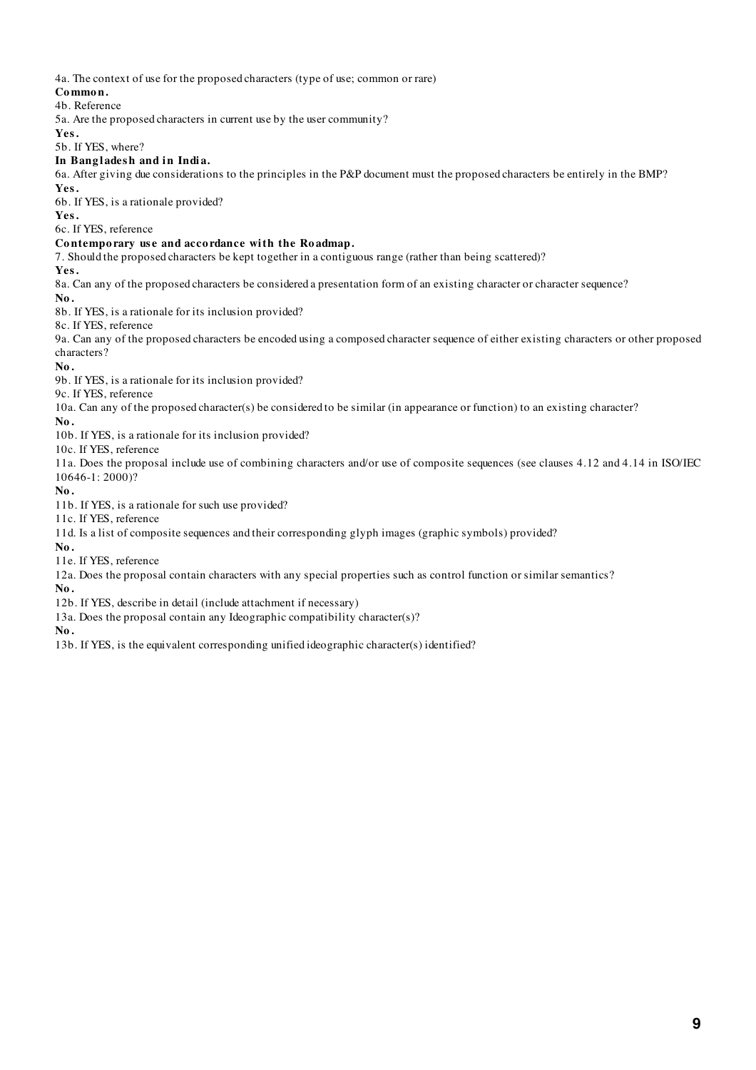4a. The context of use for the proposed characters (type of use; common or rare)

**Common.**

4b. Reference

5a. Are the proposed characters in current use by the user community?

**Yes.**

5b. If YES, where?

**In Bangladesh and in India.**

6a. After giving due considerations to the principles in the P&P document must the proposed characters be entirely in the BMP?

**Yes.**

6b. If YES, is a rationale provided?

**Yes.**

6c. If YES, reference

**Contemporary use and accordance with the Roadmap.**

7. Should the proposed characters be kept together in a contiguous range (rather than being scattered)?

**Yes.**

8a. Can any of the proposed characters be considered a presentation form of an existing character or character sequence?

**No.**

8b. If YES, is a rationale for its inclusion provided?

8c. If YES, reference

9a. Can any of the proposed characters be encoded using a composed character sequence of either existing characters or other proposed characters?

**No.**

9b. If YES, is a rationale for its inclusion provided?

9c. If YES, reference

10a. Can any of the proposed character(s) be considered to be similar (in appearance or function) to an existing character?

**No.**

10b. If YES, is a rationale for its inclusion provided?

10c. If YES, reference

11a. Does the proposal include use of combining characters and/or use of composite sequences (see clauses 4.12 and 4.14 in ISO/IEC 10646-1: 2000)?

**No.**

11b. If YES, is a rationale for such use provided?

11c. If YES, reference

11d. Is a list of composite sequences and their corresponding glyph images (graphic symbols) provided?

**No.**

11e. If YES, reference

12a. Does the proposal contain characters with any special properties such as control function or similar semantics?

**No.**

12b. If YES, describe in detail (include attachment if necessary)

13a. Does the proposal contain any Ideographic compatibility character(s)?

**No.**

13b. If YES, is the equivalent corresponding unified ideographic character(s) identified?